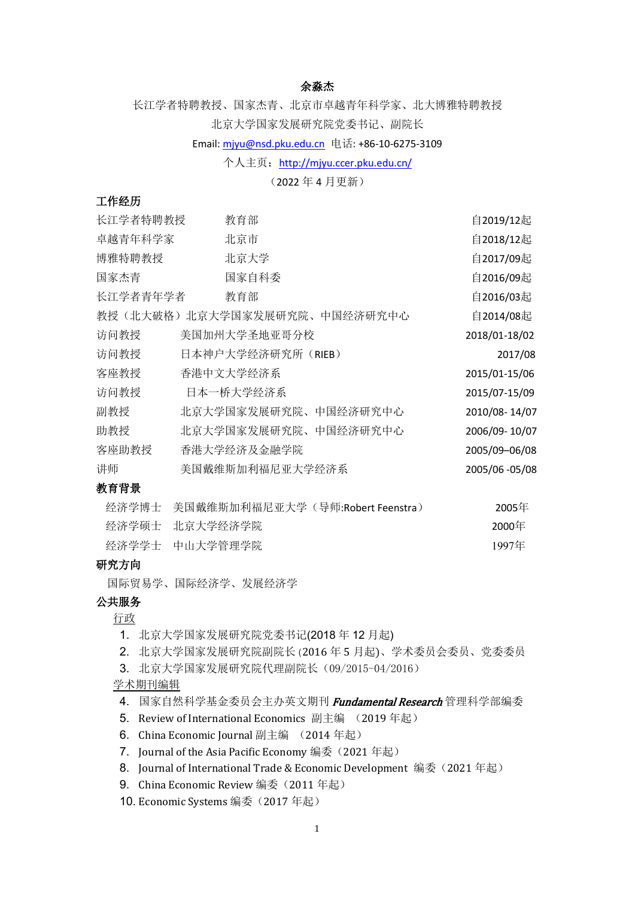# 余淼杰

长江学者特聘教授、国家杰青、北京市卓越青年科学家、北大博雅特聘教授

北京大学国家发展研究院党委书记、副院长

Email: mjyu@nsd.pku.edu.cn 电话: +86-10-6275-3109

个人主页：http://mjyu.ccer.pku.edu.cn/

（2022 年 4 月更新）

## 工作经历

| | | |
|---|---|---|
| 长江学者特聘教授 | 教育部 | 自2019/12起 |
| 卓越青年科学家 | 北京市 | 自2018/12起 |
| 博雅特聘教授 | 北京大学 | 自2017/09起 |
| 国家杰青 | 国家自科委 | 自2016/09起 |
| 长江学者青年学者 | 教育部 | 自2016/03起 |
| 教授（北大破格） | 北京大学国家发展研究院、中国经济研究中心 | 自2014/08起 |
| 访问教授 | 美国加州大学圣地亚哥分校 | 2018/01-18/02 |
| 访问教授 | 日本神户大学经济研究所（RIEB） | 2017/08 |
| 客座教授 | 香港中文大学经济系 | 2015/01-15/06 |
| 访问教授 | 日本一桥大学经济系 | 2015/07-15/09 |
| 副教授 | 北京大学国家发展研究院、中国经济研究中心 | 2010/08- 14/07 |
| 助教授 | 北京大学国家发展研究院、中国经济研究中心 | 2006/09- 10/07 |
| 客座助教授 | 香港大学经济及金融学院 | 2005/09–06/08 |
| 讲师 | 美国戴维斯加利福尼亚大学经济系 | 2005/06 -05/08 |

## 教育背景

| | | |
|---|---|---|
| 经济学博士 | 美国戴维斯加利福尼亚大学（导师:Robert Feenstra） | 2005年 |
| 经济学硕士 | 北京大学经济学院 | 2000年 |
| 经济学学士 | 中山大学管理学院 | 1997年 |

## 研究方向

国际贸易学、国际经济学、发展经济学

## 公共服务

行政

1. 北京大学国家发展研究院党委书记(2018 年 12 月起)
2. 北京大学国家发展研究院副院长 (2016 年 5 月起)、学术委员会委员、党委委员
3. 北京大学国家发展研究院代理副院长（09/2015-04/2016）

学术期刊编辑

4. 国家自然科学基金委员会主办英文期刊 ***Fundamental Research*** 管理科学部编委
5. Review of International Economics 副主编 （2019 年起）
6. China Economic Journal 副主编 （2014 年起）
7. Journal of the Asia Pacific Economy 编委（2021 年起）
8. Journal of International Trade & Economic Development 编委（2021 年起）
9. China Economic Review 编委（2011 年起）
10. Economic Systems 编委（2017 年起）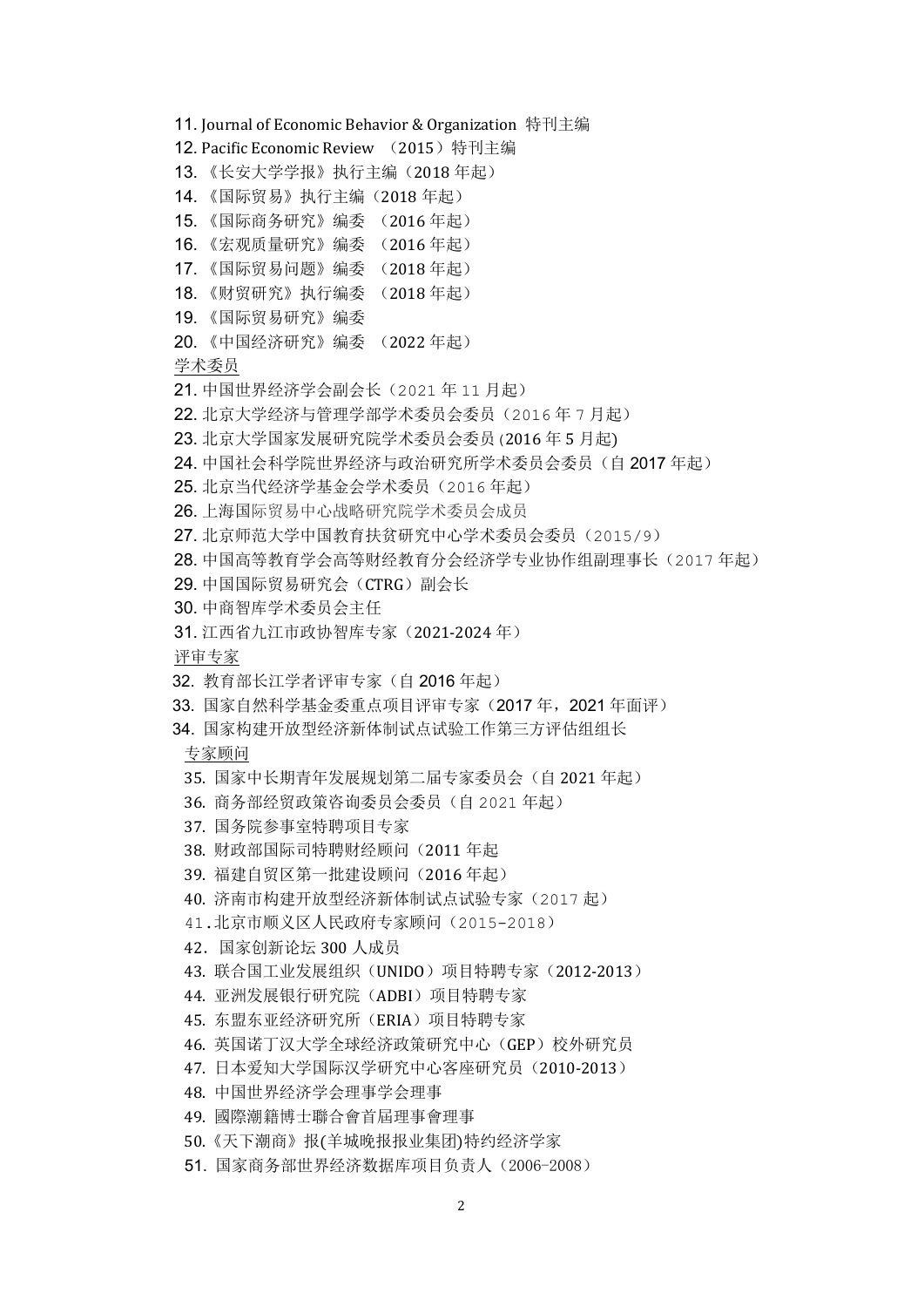11. Journal of Economic Behavior & Organization 特刊主编
12. Pacific Economic Review （2015）特刊主编
13. 《长安大学学报》执行主编（2018 年起）
14. 《国际贸易》执行主编（2018 年起）
15. 《国际商务研究》编委 （2016 年起）
16. 《宏观质量研究》编委 （2016 年起）
17. 《国际贸易问题》编委 （2018 年起）
18. 《财贸研究》执行编委 （2018 年起）
19. 《国际贸易研究》编委
20. 《中国经济研究》编委 （2022 年起）

学术委员

21. 中国世界经济学会副会长（2021 年 11 月起）
22. 北京大学经济与管理学部学术委员会委员（2016 年 7 月起）
23. 北京大学国家发展研究院学术委员会委员 (2016 年 5 月起)
24. 中国社会科学院世界经济与政治研究所学术委员会委员（自 2017 年起）
25. 北京当代经济学基金会学术委员（2016 年起）
26. 上海国际贸易中心战略研究院学术委员会成员
27. 北京师范大学中国教育扶贫研究中心学术委员会委员（2015/9）
28. 中国高等教育学会高等财经教育分会经济学专业协作组副理事长（2017 年起）
29. 中国国际贸易研究会（CTRG）副会长
30. 中商智库学术委员会主任
31. 江西省九江市政协智库专家（2021-2024 年）

评审专家

32. 教育部长江学者评审专家（自 2016 年起）
33. 国家自然科学基金委重点项目评审专家（2017 年，2021 年面评）
34. 国家构建开放型经济新体制试点试验工作第三方评估组组长

专家顾问

35. 国家中长期青年发展规划第二届专家委员会（自 2021 年起）
36. 商务部经贸政策咨询委员会委员（自 2021 年起）
37. 国务院参事室特聘项目专家
38. 财政部国际司特聘财经顾问（2011 年起
39. 福建自贸区第一批建设顾问（2016 年起）
40. 济南市构建开放型经济新体制试点试验专家（2017 起）
41. 北京市顺义区人民政府专家顾问（2015-2018）
42. 国家创新论坛 300 人成员
43. 联合国工业发展组织（UNIDO）项目特聘专家（2012-2013）
44. 亚洲发展银行研究院（ADBI）项目特聘专家
45. 东盟东亚经济研究所（ERIA）项目特聘专家
46. 英国诺丁汉大学全球经济政策研究中心（GEP）校外研究员
47. 日本爱知大学国际汉学研究中心客座研究员（2010-2013）
48. 中国世界经济学会理事学会理事
49. 國際潮籍博士聯合會首屆理事會理事
50. 《天下潮商》报(羊城晚报报业集团)特约经济学家
51. 国家商务部世界经济数据库项目负责人（2006-2008）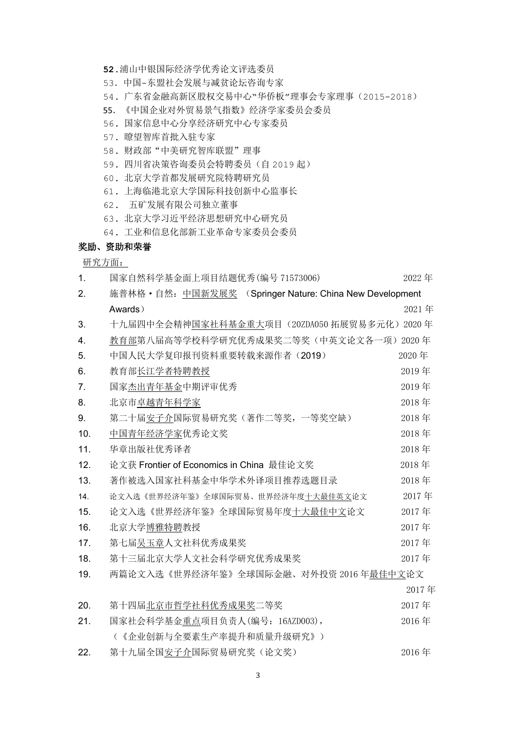52. 浦山中银国际经济学优秀论文评选委员
53. 中国-东盟社会发展与减贫论坛咨询专家
54. 广东省金融高新区股权交易中心"华侨板"理事会专家理事（2015-2018）
55. 《中国企业对外贸易景气指数》经济学家委员会委员
56. 国家信息中心分享经济研究中心专家委员
57. 瞭望智库首批入驻专家
58. 财政部"中美研究智库联盟"理事
59. 四川省决策咨询委员会特聘委员（自 2019 起）
60. 北京大学首都发展研究院特聘研究员
61. 上海临港北京大学国际科技创新中心监事长
62. 五矿发展有限公司独立董事
63. 北京大学习近平经济思想研究中心研究员
64. 工业和信息化部新工业革命专家委员会委员

**奖励、资助和荣誉**

研究方面：

1. 国家自然科学基金面上项目结题优秀(编号 71573006) 2022 年
2. 施普林格·自然：中国新发展奖 （Springer Nature: China New Development Awards） 2021 年
3. 十九届四中全会精神国家社科基金重大项目（20ZDA050 拓展贸易多元化）2020 年
4. 教育部第八届高等学校科学研究优秀成果奖二等奖（中英文论文各一项）2020 年
5. 中国人民大学复印报刊资料重要转载来源作者（2019） 2020 年
6. 教育部长江学者特聘教授 2019 年
7. 国家杰出青年基金中期评审优秀 2019 年
8. 北京市卓越青年科学家 2018 年
9. 第二十届安子介国际贸易研究奖（著作二等奖，一等奖空缺） 2018 年
10. 中国青年经济学家优秀论文奖 2018 年
11. 华章出版社优秀译者 2018 年
12. 论文获 Frontier of Economics in China 最佳论文奖 2018 年
13. 著作被选入国家社科基金中华学术外译项目推荐选题目录 2018 年
14. 论文入选《世界经济年鉴》全球国际贸易、世界经济年度十大最佳英文论文 2017 年
15. 论文入选《世界经济年鉴》全球国际贸易年度十大最佳中文论文 2017 年
16. 北京大学博雅特聘教授 2017 年
17. 第七届吴玉章人文社科优秀成果奖 2017 年
18. 第十三届北京大学人文社会科学研究优秀成果奖 2017 年
19. 两篇论文入选《世界经济年鉴》全球国际金融、对外投资 2016 年最佳中文论文 2017 年
20. 第十四届北京市哲学社科优秀成果奖二等奖 2017 年
21. 国家社会科学基金重点项目负责人(编号：16AZD003)，（《企业创新与全要素生产率提升和质量升级研究》） 2016 年
22. 第十九届全国安子介国际贸易研究奖（论文奖） 2016 年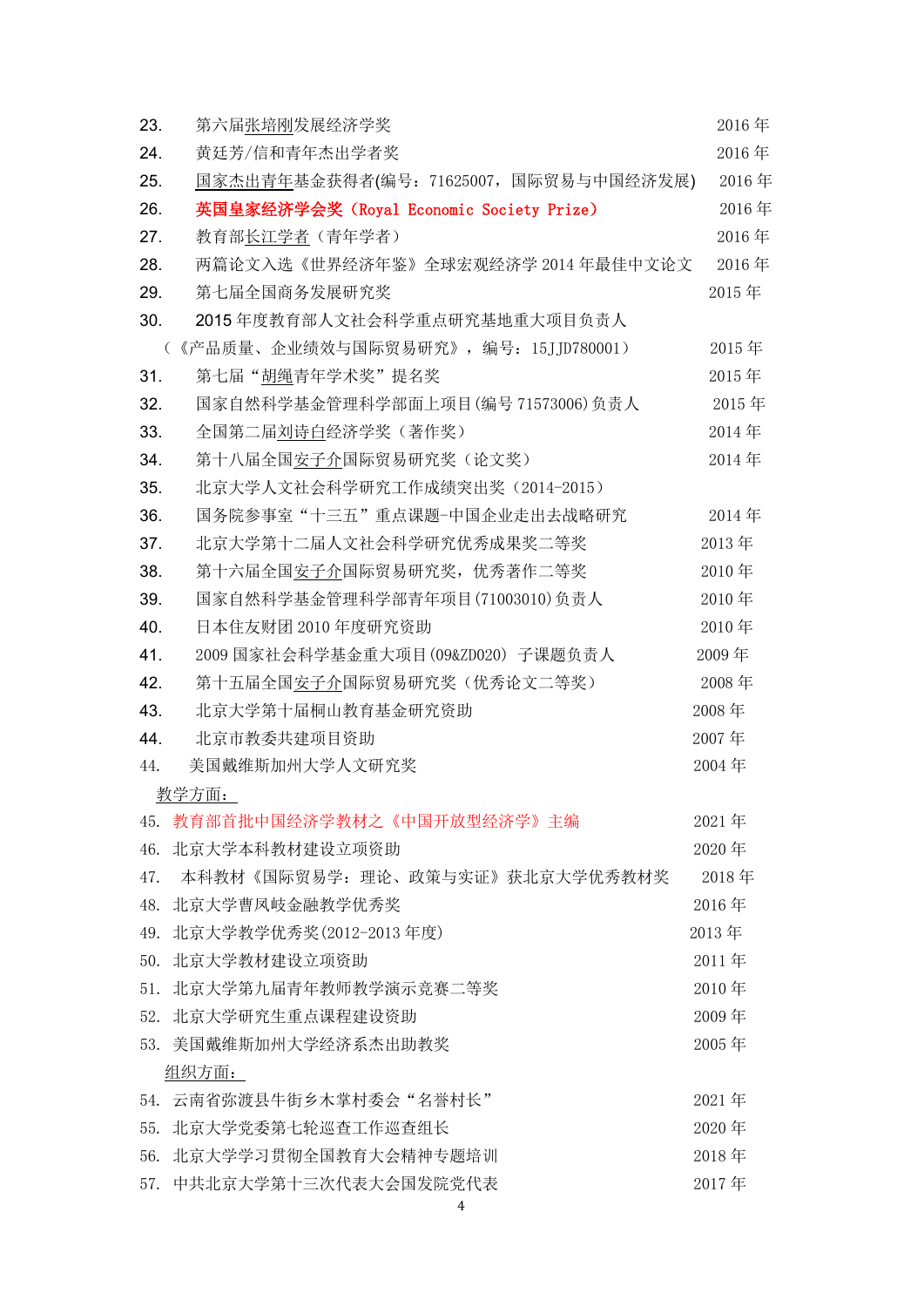23. 第六届张培刚发展经济学奖 2016 年
24. 黄廷芳/信和青年杰出学者奖 2016 年
25. 国家杰出青年基金获得者(编号：71625007，国际贸易与中国经济发展) 2016 年
26. **英国皇家经济学会奖（Royal Economic Society Prize）** 2016 年
27. 教育部长江学者（青年学者） 2016 年
28. 两篇论文入选《世界经济年鉴》全球宏观经济学 2014 年最佳中文论文 2016 年
29. 第七届全国商务发展研究奖 2015 年
30. 2015 年度教育部人文社会科学重点研究基地重大项目负责人（《产品质量、企业绩效与国际贸易研究》，编号：15JJD780001） 2015 年
31. 第七届“胡绳青年学术奖”提名奖 2015 年
32. 国家自然科学基金管理科学部面上项目(编号 71573006)负责人 2015 年
33. 全国第二届刘诗白经济学奖（著作奖） 2014 年
34. 第十八届全国安子介国际贸易研究奖（论文奖） 2014 年
35. 北京大学人文社会科学研究工作成绩突出奖（2014-2015）
36. 国务院参事室“十三五”重点课题-中国企业走出去战略研究 2014 年
37. 北京大学第十二届人文社会科学研究优秀成果奖二等奖 2013 年
38. 第十六届全国安子介国际贸易研究奖，优秀著作二等奖 2010 年
39. 国家自然科学基金管理科学部青年项目(71003010)负责人 2010 年
40. 日本住友财团 2010 年度研究资助 2010 年
41. 2009 国家社会科学基金重大项目(09&ZD020) 子课题负责人 2009 年
42. 第十五届全国安子介国际贸易研究奖（优秀论文二等奖） 2008 年
43. 北京大学第十届桐山教育基金研究资助 2008 年
44. 北京市教委共建项目资助 2007 年
44. 美国戴维斯加州大学人文研究奖 2004 年

教学方面：

45. 教育部首批中国经济学教材之《中国开放型经济学》主编 2021 年
46. 北京大学本科教材建设立项资助 2020 年
47. 本科教材《国际贸易学：理论、政策与实证》获北京大学优秀教材奖 2018 年
48. 北京大学曹凤岐金融教学优秀奖 2016 年
49. 北京大学教学优秀奖(2012-2013 年度) 2013 年
50. 北京大学教材建设立项资助 2011 年
51. 北京大学第九届青年教师教学演示竞赛二等奖 2010 年
52. 北京大学研究生重点课程建设资助 2009 年
53. 美国戴维斯加州大学经济系杰出助教奖 2005 年

组织方面：

54. 云南省弥渡县牛街乡木掌村委会“名誉村长” 2021 年
55. 北京大学党委第七轮巡查工作巡查组长 2020 年
56. 北京大学学习贯彻全国教育大会精神专题培训 2018 年
57. 中共北京大学第十三次代表大会国发院党代表 2017 年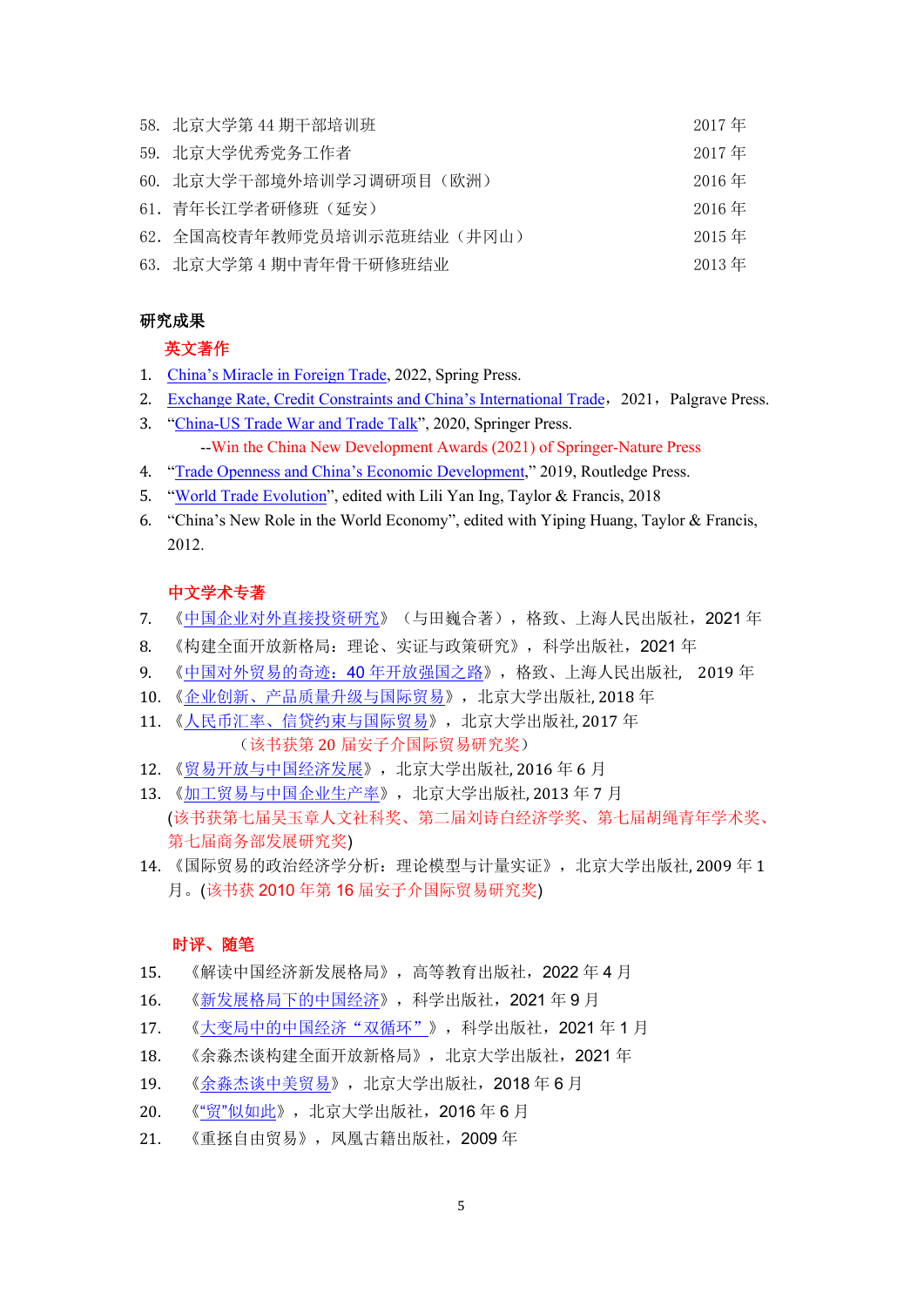58. 北京大学第 44 期干部培训班 2017 年
59. 北京大学优秀党务工作者 2017 年
60. 北京大学干部境外培训学习调研项目（欧洲） 2016 年
61. 青年长江学者研修班（延安） 2016 年
62. 全国高校青年教师党员培训示范班结业（井冈山） 2015 年
63. 北京大学第 4 期中青年骨干研修班结业 2013 年

## 研究成果

### 英文著作

1. China's Miracle in Foreign Trade, 2022, Spring Press.
2. Exchange Rate, Credit Constraints and China's International Trade，2021，Palgrave Press.
3. "China-US Trade War and Trade Talk", 2020, Springer Press.
   --Win the China New Development Awards (2021) of Springer-Nature Press
4. "Trade Openness and China's Economic Development," 2019, Routledge Press.
5. "World Trade Evolution", edited with Lili Yan Ing, Taylor & Francis, 2018
6. "China's New Role in the World Economy", edited with Yiping Huang, Taylor & Francis, 2012.

### 中文学术专著

7. 《中国企业对外直接投资研究》（与田巍合著），格致、上海人民出版社，2021 年
8. 《构建全面开放新格局：理论、实证与政策研究》，科学出版社，2021 年
9. 《中国对外贸易的奇迹：40 年开放强国之路》，格致、上海人民出版社， 2019 年
10. 《企业创新、产品质量升级与国际贸易》，北京大学出版社, 2018 年
11. 《人民币汇率、信贷约束与国际贸易》，北京大学出版社, 2017 年
    （该书获第 20 届安子介国际贸易研究奖）
12. 《贸易开放与中国经济发展》，北京大学出版社, 2016 年 6 月
13. 《加工贸易与中国企业生产率》，北京大学出版社, 2013 年 7 月
    (该书获第七届吴玉章人文社科奖、第二届刘诗白经济学奖、第七届胡绳青年学术奖、第七届商务部发展研究奖)
14. 《国际贸易的政治经济学分析：理论模型与计量实证》，北京大学出版社, 2009 年 1 月。(该书获 2010 年第 16 届安子介国际贸易研究奖)

### 时评、随笔

15. 《解读中国经济新发展格局》，高等教育出版社，2022 年 4 月
16. 《新发展格局下的中国经济》，科学出版社，2021 年 9 月
17. 《大变局中的中国经济"双循环"》，科学出版社，2021 年 1 月
18. 《余淼杰谈构建全面开放新格局》，北京大学出版社，2021 年
19. 《余淼杰谈中美贸易》，北京大学出版社，2018 年 6 月
20. 《"贸"似如此》，北京大学出版社，2016 年 6 月
21. 《重拯自由贸易》，凤凰古籍出版社，2009 年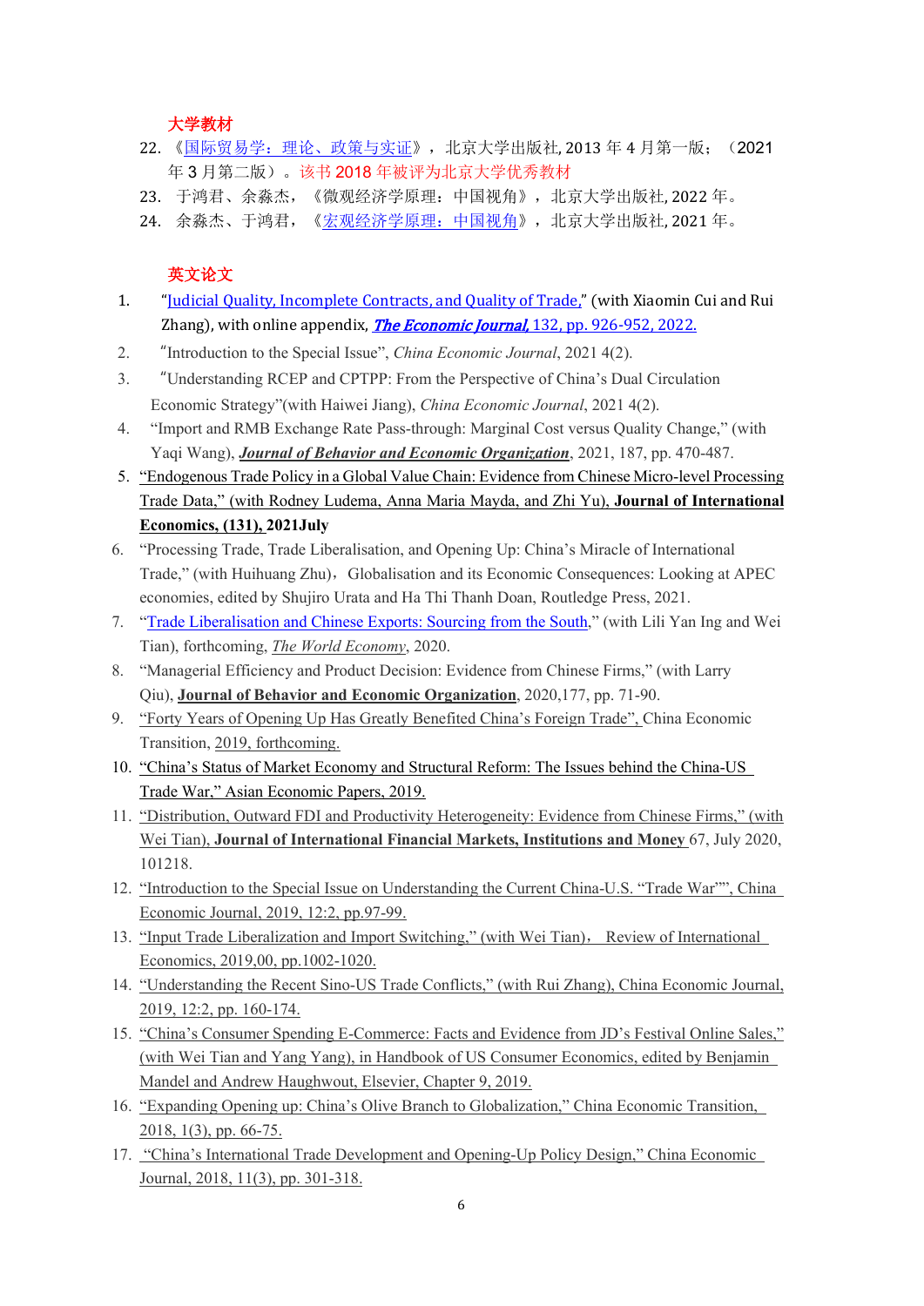## 大学教材

22. 《国际贸易学：理论、政策与实证》，北京大学出版社, 2013 年 4 月第一版；（2021 年 3 月第二版）。该书 2018 年被评为北京大学优秀教材
23. 于鸿君、余淼杰，《微观经济学原理：中国视角》，北京大学出版社, 2022 年。
24. 余淼杰、于鸿君，《宏观经济学原理：中国视角》，北京大学出版社, 2021 年。

## 英文论文

1. "Judicial Quality, Incomplete Contracts, and Quality of Trade," (with Xiaomin Cui and Rui Zhang), with online appendix, ***The Economic Journal***, 132, pp. 926-952, 2022.
2. "Introduction to the Special Issue", *China Economic Journal*, 2021 4(2).
3. "Understanding RCEP and CPTPP: From the Perspective of China's Dual Circulation Economic Strategy"(with Haiwei Jiang), *China Economic Journal*, 2021 4(2).
4. "Import and RMB Exchange Rate Pass-through: Marginal Cost versus Quality Change," (with Yaqi Wang), ***Journal of Behavior and Economic Organization***, 2021, 187, pp. 470-487.
5. "Endogenous Trade Policy in a Global Value Chain: Evidence from Chinese Micro-level Processing Trade Data," (with Rodney Ludema, Anna Maria Mayda, and Zhi Yu), **Journal of International Economics, (131), 2021July**
6. "Processing Trade, Trade Liberalisation, and Opening Up: China's Miracle of International Trade," (with Huihuang Zhu)，Globalisation and its Economic Consequences: Looking at APEC economies, edited by Shujiro Urata and Ha Thi Thanh Doan, Routledge Press, 2021.
7. "Trade Liberalisation and Chinese Exports: Sourcing from the South," (with Lili Yan Ing and Wei Tian), forthcoming, *The World Economy*, 2020.
8. "Managerial Efficiency and Product Decision: Evidence from Chinese Firms," (with Larry Qiu), **Journal of Behavior and Economic Organization**, 2020,177, pp. 71-90.
9. "Forty Years of Opening Up Has Greatly Benefited China's Foreign Trade", China Economic Transition, 2019, forthcoming.
10. "China's Status of Market Economy and Structural Reform: The Issues behind the China-US Trade War," Asian Economic Papers, 2019.
11. "Distribution, Outward FDI and Productivity Heterogeneity: Evidence from Chinese Firms," (with Wei Tian), **Journal of International Financial Markets, Institutions and Money** 67, July 2020, 101218.
12. "Introduction to the Special Issue on Understanding the Current China-U.S. "Trade War"", China Economic Journal, 2019, 12:2, pp.97-99.
13. "Input Trade Liberalization and Import Switching," (with Wei Tian)， Review of International Economics, 2019,00, pp.1002-1020.
14. "Understanding the Recent Sino-US Trade Conflicts," (with Rui Zhang), China Economic Journal, 2019, 12:2, pp. 160-174.
15. "China's Consumer Spending E-Commerce: Facts and Evidence from JD's Festival Online Sales," (with Wei Tian and Yang Yang), in Handbook of US Consumer Economics, edited by Benjamin Mandel and Andrew Haughwout, Elsevier, Chapter 9, 2019.
16. "Expanding Opening up: China's Olive Branch to Globalization," China Economic Transition, 2018, 1(3), pp. 66-75.
17. "China's International Trade Development and Opening-Up Policy Design," China Economic Journal, 2018, 11(3), pp. 301-318.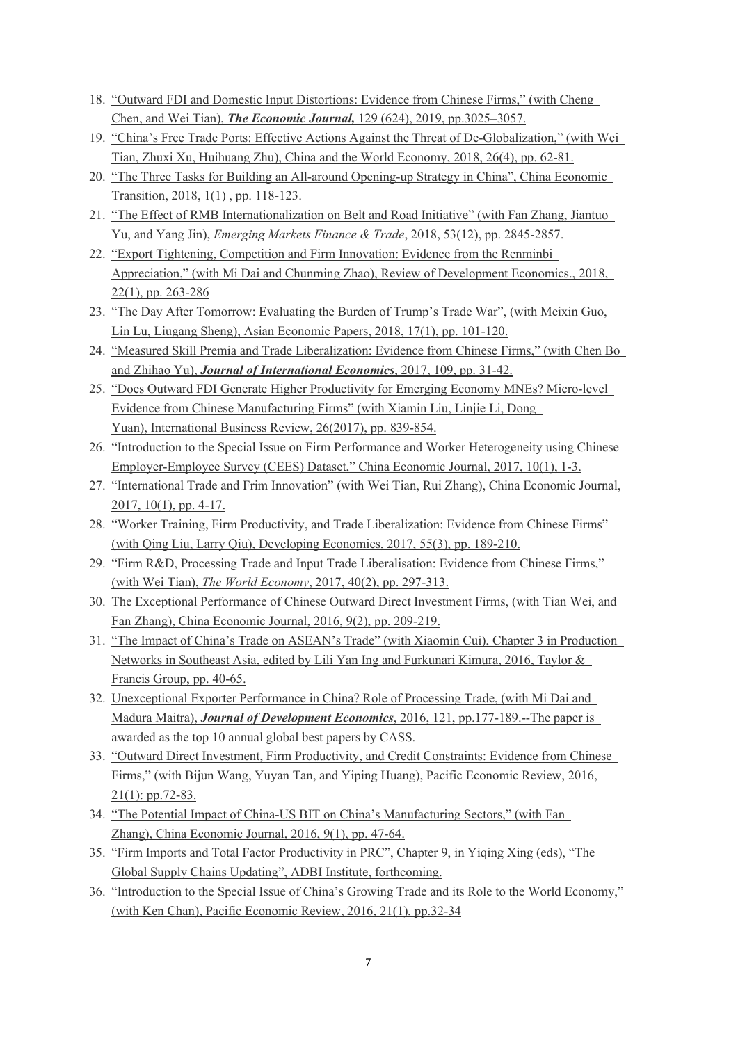18. "Outward FDI and Domestic Input Distortions: Evidence from Chinese Firms," (with Cheng Chen, and Wei Tian), ***The Economic Journal,*** 129 (624), 2019, pp.3025–3057.
19. "China's Free Trade Ports: Effective Actions Against the Threat of De-Globalization," (with Wei Tian, Zhuxi Xu, Huihuang Zhu), China and the World Economy, 2018, 26(4), pp. 62-81.
20. "The Three Tasks for Building an All-around Opening-up Strategy in China", China Economic Transition, 2018, 1(1) , pp. 118-123.
21. "The Effect of RMB Internationalization on Belt and Road Initiative" (with Fan Zhang, Jiantuo Yu, and Yang Jin), *Emerging Markets Finance & Trade*, 2018, 53(12), pp. 2845-2857.
22. "Export Tightening, Competition and Firm Innovation: Evidence from the Renminbi Appreciation," (with Mi Dai and Chunming Zhao), Review of Development Economics., 2018, 22(1), pp. 263-286
23. "The Day After Tomorrow: Evaluating the Burden of Trump's Trade War", (with Meixin Guo, Lin Lu, Liugang Sheng), Asian Economic Papers, 2018, 17(1), pp. 101-120.
24. "Measured Skill Premia and Trade Liberalization: Evidence from Chinese Firms," (with Chen Bo and Zhihao Yu), ***Journal of International Economics***, 2017, 109, pp. 31-42.
25. "Does Outward FDI Generate Higher Productivity for Emerging Economy MNEs? Micro-level Evidence from Chinese Manufacturing Firms" (with Xiamin Liu, Linjie Li, Dong Yuan), International Business Review, 26(2017), pp. 839-854.
26. "Introduction to the Special Issue on Firm Performance and Worker Heterogeneity using Chinese Employer-Employee Survey (CEES) Dataset," China Economic Journal, 2017, 10(1), 1-3.
27. "International Trade and Frim Innovation" (with Wei Tian, Rui Zhang), China Economic Journal, 2017, 10(1), pp. 4-17.
28. "Worker Training, Firm Productivity, and Trade Liberalization: Evidence from Chinese Firms" (with Qing Liu, Larry Qiu), Developing Economies, 2017, 55(3), pp. 189-210.
29. "Firm R&D, Processing Trade and Input Trade Liberalisation: Evidence from Chinese Firms," (with Wei Tian), *The World Economy*, 2017, 40(2), pp. 297-313.
30. The Exceptional Performance of Chinese Outward Direct Investment Firms, (with Tian Wei, and Fan Zhang), China Economic Journal, 2016, 9(2), pp. 209-219.
31. "The Impact of China's Trade on ASEAN's Trade" (with Xiaomin Cui), Chapter 3 in Production Networks in Southeast Asia, edited by Lili Yan Ing and Furkunari Kimura, 2016, Taylor & Francis Group, pp. 40-65.
32. Unexceptional Exporter Performance in China? Role of Processing Trade, (with Mi Dai and Madura Maitra), ***Journal of Development Economics***, 2016, 121, pp.177-189.--The paper is awarded as the top 10 annual global best papers by CASS.
33. "Outward Direct Investment, Firm Productivity, and Credit Constraints: Evidence from Chinese Firms," (with Bijun Wang, Yuyan Tan, and Yiping Huang), Pacific Economic Review, 2016, 21(1): pp.72-83.
34. "The Potential Impact of China-US BIT on China's Manufacturing Sectors," (with Fan Zhang), China Economic Journal, 2016, 9(1), pp. 47-64.
35. "Firm Imports and Total Factor Productivity in PRC", Chapter 9, in Yiqing Xing (eds), "The Global Supply Chains Updating", ADBI Institute, forthcoming.
36. "Introduction to the Special Issue of China's Growing Trade and its Role to the World Economy," (with Ken Chan), Pacific Economic Review, 2016, 21(1), pp.32-34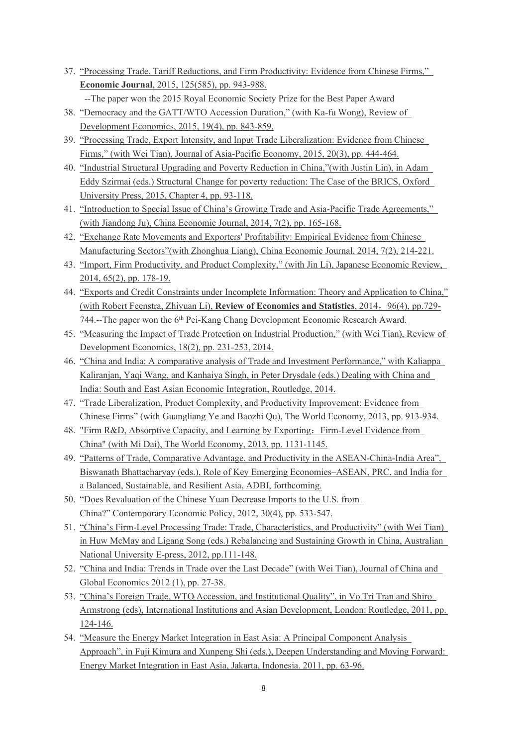37. "Processing Trade, Tariff Reductions, and Firm Productivity: Evidence from Chinese Firms," **Economic Journal**, 2015, 125(585), pp. 943-988.
 --The paper won the 2015 Royal Economic Society Prize for the Best Paper Award
38. "Democracy and the GATT/WTO Accession Duration," (with Ka-fu Wong), Review of Development Economics, 2015, 19(4), pp. 843-859.
39. "Processing Trade, Export Intensity, and Input Trade Liberalization: Evidence from Chinese Firms," (with Wei Tian), Journal of Asia-Pacific Economy, 2015, 20(3), pp. 444-464.
40. "Industrial Structural Upgrading and Poverty Reduction in China,"(with Justin Lin), in Adam Eddy Szirmai (eds.) Structural Change for poverty reduction: The Case of the BRICS, Oxford University Press, 2015, Chapter 4, pp. 93-118.
41. "Introduction to Special Issue of China's Growing Trade and Asia-Pacific Trade Agreements," (with Jiandong Ju), China Economic Journal, 2014, 7(2), pp. 165-168.
42. "Exchange Rate Movements and Exporters' Profitability: Empirical Evidence from Chinese Manufacturing Sectors"(with Zhonghua Liang), China Economic Journal, 2014, 7(2), 214-221.
43. "Import, Firm Productivity, and Product Complexity," (with Jin Li), Japanese Economic Review, 2014, 65(2), pp. 178-19.
44. "Exports and Credit Constraints under Incomplete Information: Theory and Application to China," (with Robert Feenstra, Zhiyuan Li), **Review of Economics and Statistics**, 2014，96(4), pp.729-744.--The paper won the 6th Pei-Kang Chang Development Economic Research Award.
45. "Measuring the Impact of Trade Protection on Industrial Production," (with Wei Tian), Review of Development Economics, 18(2), pp. 231-253, 2014.
46. "China and India: A comparative analysis of Trade and Investment Performance," with Kaliappa Kaliranjan, Yaqi Wang, and Kanhaiya Singh, in Peter Drysdale (eds.) Dealing with China and India: South and East Asian Economic Integration, Routledge, 2014.
47. "Trade Liberalization, Product Complexity, and Productivity Improvement: Evidence from Chinese Firms" (with Guangliang Ye and Baozhi Qu), The World Economy, 2013, pp. 913-934.
48. "Firm R&D, Absorptive Capacity, and Learning by Exporting：Firm-Level Evidence from China" (with Mi Dai), The World Economy, 2013, pp. 1131-1145.
49. "Patterns of Trade, Comparative Advantage, and Productivity in the ASEAN-China-India Area", Biswanath Bhattacharyay (eds.), Role of Key Emerging Economies–ASEAN, PRC, and India for a Balanced, Sustainable, and Resilient Asia, ADBI, forthcoming.
50. "Does Revaluation of the Chinese Yuan Decrease Imports to the U.S. from China?" Contemporary Economic Policy, 2012, 30(4), pp. 533-547.
51. "China's Firm-Level Processing Trade: Trade, Characteristics, and Productivity" (with Wei Tian) in Huw McMay and Ligang Song (eds.) Rebalancing and Sustaining Growth in China, Australian National University E-press, 2012, pp.111-148.
52. "China and India: Trends in Trade over the Last Decade" (with Wei Tian), Journal of China and Global Economics 2012 (1), pp. 27-38.
53. "China's Foreign Trade, WTO Accession, and Institutional Quality", in Vo Tri Tran and Shiro Armstrong (eds), International Institutions and Asian Development, London: Routledge, 2011, pp. 124-146.
54. "Measure the Energy Market Integration in East Asia: A Principal Component Analysis Approach", in Fuji Kimura and Xunpeng Shi (eds.), Deepen Understanding and Moving Forward: Energy Market Integration in East Asia, Jakarta, Indonesia. 2011, pp. 63-96.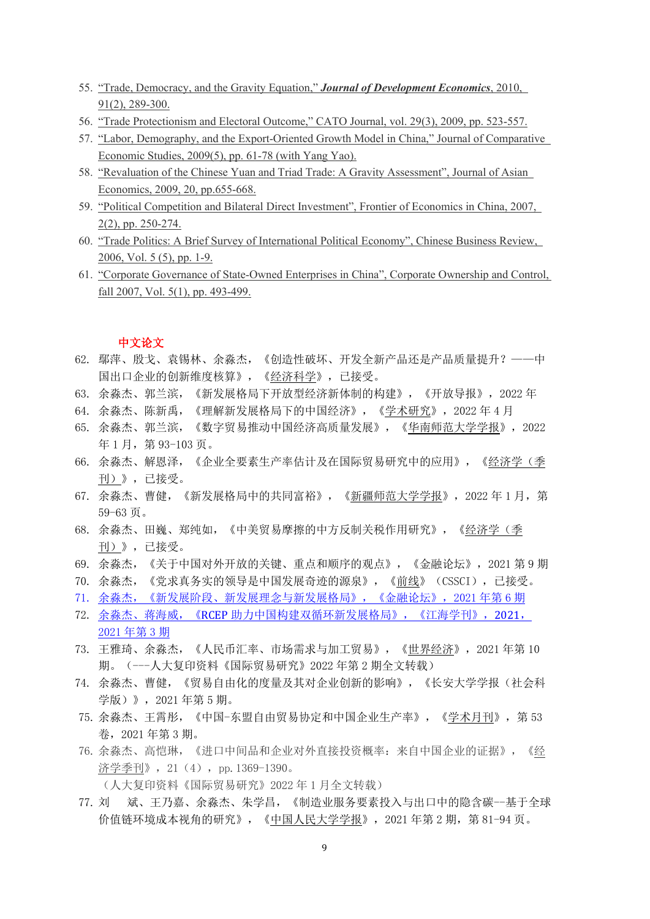55. "Trade, Democracy, and the Gravity Equation," ***Journal of Development Economics***, 2010, 91(2), 289-300.
56. "Trade Protectionism and Electoral Outcome," CATO Journal, vol. 29(3), 2009, pp. 523-557.
57. "Labor, Demography, and the Export-Oriented Growth Model in China," Journal of Comparative Economic Studies, 2009(5), pp. 61-78 (with Yang Yao).
58. "Revaluation of the Chinese Yuan and Triad Trade: A Gravity Assessment", Journal of Asian Economics, 2009, 20, pp.655-668.
59. "Political Competition and Bilateral Direct Investment", Frontier of Economics in China, 2007, 2(2), pp. 250-274.
60. "Trade Politics: A Brief Survey of International Political Economy", Chinese Business Review, 2006, Vol. 5 (5), pp. 1-9.
61. "Corporate Governance of State-Owned Enterprises in China", Corporate Ownership and Control, fall 2007, Vol. 5(1), pp. 493-499.

## 中文论文

62. 鄢萍、殷戈、袁锡林、余淼杰，《创造性破坏、开发全新产品还是产品质量提升？——中国出口企业的创新维度核算》，《经济科学》，已接受。
63. 余淼杰、郭兰滨，《新发展格局下开放型经济新体制的构建》，《开放导报》，2022 年
64. 余淼杰、陈新禹，《理解新发展格局下的中国经济》，《学术研究》，2022 年 4 月
65. 余淼杰、郭兰滨，《数字贸易推动中国经济高质量发展》，《华南师范大学学报》，2022 年 1 月，第 93-103 页。
66. 余淼杰、解恩泽，《企业全要素生产率估计及在国际贸易研究中的应用》，《经济学（季刊）》，已接受。
67. 余淼杰、曹健，《新发展格局中的共同富裕》，《新疆师范大学学报》，2022 年 1 月，第 59-63 页。
68. 余淼杰、田巍、郑纯如，《中美贸易摩擦的中方反制关税作用研究》，《经济学（季刊）》，已接受。
69. 余淼杰，《关于中国对外开放的关键、重点和顺序的观点》，《金融论坛》，2021 第 9 期
70. 余淼杰，《党求真务实的领导是中国发展奇迹的源泉》，《前线》（CSSCI），已接受。
71. 余淼杰，《新发展阶段、新发展理念与新发展格局》，《金融论坛》，2021 年第 6 期
72. 余淼杰、蒋海威，《RCEP 助力中国构建双循环新发展格局》，《江海学刊》，2021，2021 年第 3 期
73. 王雅琦、余淼杰，《人民币汇率、市场需求与加工贸易》，《世界经济》，2021 年第 10 期。（---人大复印资料《国际贸易研究》2022 年第 2 期全文转载）
74. 余淼杰、曹健，《贸易自由化的度量及其对企业创新的影响》，《长安大学学报（社会科学版）》，2021 年第 5 期。
75. 余淼杰、王霄彤，《中国-东盟自由贸易协定和中国企业生产率》，《学术月刊》，第 53 卷，2021 年第 3 期。
76. 余淼杰、高恺琳，《进口中间品和企业对外直接投资概率：来自中国企业的证据》，《经济学季刊》，21（4），pp. 1369-1390。（人大复印资料《国际贸易研究》2022 年 1 月全文转载）
77. 刘　斌、王乃嘉、余淼杰、朱学昌，《制造业服务要素投入与出口中的隐含碳--基于全球价值链环境成本视角的研究》，《中国人民大学学报》，2021 年第 2 期，第 81-94 页。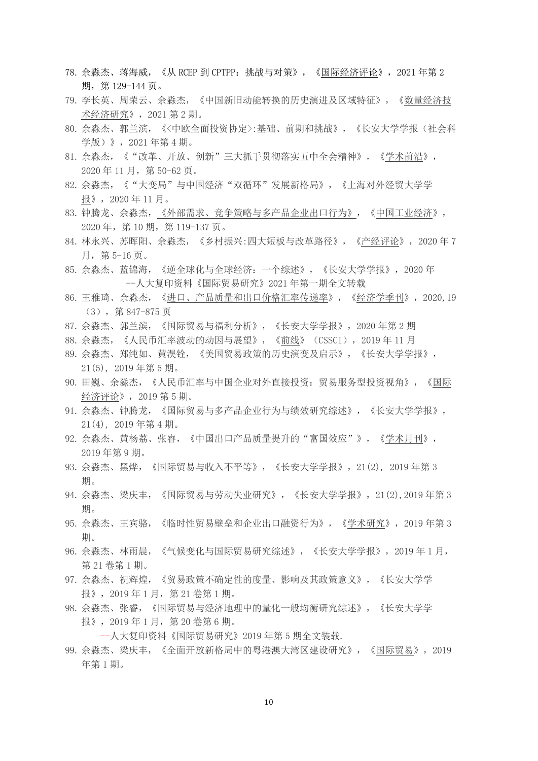78. 余淼杰、蒋海威，《从 RCEP 到 CPTPP：挑战与对策》，《国际经济评论》，2021 年第 2 期，第 129-144 页。
79. 李长英、周荣云、余淼杰，《中国新旧动能转换的历史演进及区域特征》，《数量经济技术经济研究》，2021 第 2 期。
80. 余淼杰、郭兰滨，《<中欧全面投资协定>:基础、前期和挑战》，《长安大学学报（社会科学版）》，2021 年第 4 期。
81. 余淼杰，《“改革、开放、创新”三大抓手贯彻落实五中全会精神》，《学术前沿》，2020 年 11 月，第 50-62 页。
82. 余淼杰，《“大变局”与中国经济“双循环”发展新格局》，《上海对外经贸大学学报》，2020 年 11 月。
83. 钟腾龙、余淼杰，《外部需求、竞争策略与多产品企业出口行为》，《中国工业经济》，2020 年，第 10 期，第 119-137 页。
84. 林永兴、苏晖阳、余淼杰，《乡村振兴:四大短板与改革路径》，《产经评论》，2020 年 7 月，第 5-16 页。
85. 余淼杰、蓝锦海，《逆全球化与全球经济：一个综述》，《长安大学学报》，2020 年
    --人大复印资料《国际贸易研究》2021 年第一期全文转载
86. 王雅琦、余淼杰，《进口、产品质量和出口价格汇率传递率》，《经济学季刊》，2020,19（3），第 847-875 页
87. 余淼杰、郭兰滨，《国际贸易与福利分析》，《长安大学学报》，2020 年第 2 期
88. 余淼杰，《人民币汇率波动的动因与展望》，《前线》（CSSCI），2019 年 11 月
89. 余淼杰、郑纯如、黄湨铨，《美国贸易政策的历史演变及启示》，《长安大学学报》，21(5), 2019 年第 5 期。
90. 田巍、余淼杰，《人民币汇率与中国企业对外直接投资：贸易服务型投资视角》，《国际经济评论》，2019 第 5 期。
91. 余淼杰、钟腾龙，《国际贸易与多产品企业行为与绩效研究综述》，《长安大学学报》，21(4), 2019 年第 4 期。
92. 余淼杰、黄杨荔、张睿，《中国出口产品质量提升的“富国效应”》，《学术月刊》，2019 年第 9 期。
93. 余淼杰、黑烨，《国际贸易与收入不平等》，《长安大学学报》，21(2), 2019 年第 3 期。
94. 余淼杰、梁庆丰，《国际贸易与劳动失业研究》，《长安大学学报》，21(2),2019 年第 3 期。
95. 余淼杰、王宾骆，《临时性贸易壁垒和企业出口融资行为》，《学术研究》，2019 年第 3 期。
96. 余淼杰、林雨晨，《气候变化与国际贸易研究综述》，《长安大学学报》，2019 年 1 月，第 21 卷第 1 期。
97. 余淼杰、祝辉煌，《贸易政策不确定性的度量、影响及其政策意义》，《长安大学学报》，2019 年 1 月，第 21 卷第 1 期。
98. 余淼杰、张睿，《国际贸易与经济地理中的量化一般均衡研究综述》，《长安大学学报》，2019 年 1 月，第 20 卷第 6 期。
    --人大复印资料《国际贸易研究》2019 年第 5 期全文装载.
99. 余淼杰、梁庆丰，《全面开放新格局中的粤港澳大湾区建设研究》，《国际贸易》，2019 年第 1 期。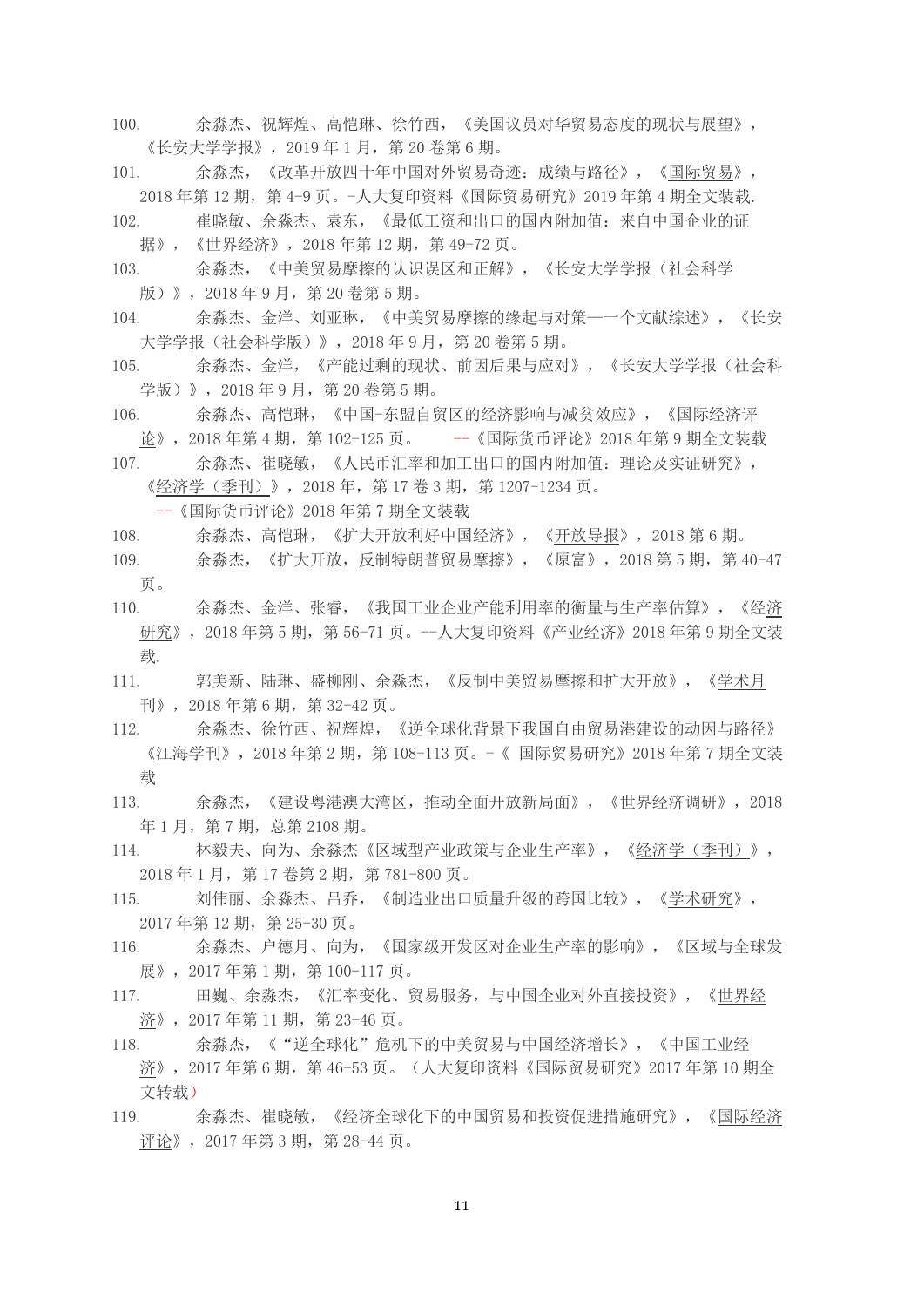100. 余淼杰、祝辉煌、高恺琳、徐竹西，《美国议员对华贸易态度的现状与展望》，《长安大学学报》，2019 年 1 月，第 20 卷第 6 期。

101. 余淼杰，《改革开放四十年中国对外贸易奇迹：成绩与路径》，《国际贸易》，2018 年第 12 期，第 4-9 页。-人大复印资料《国际贸易研究》2019 年第 4 期全文装载.

102. 崔晓敏、余淼杰、袁东，《最低工资和出口的国内附加值：来自中国企业的证据》，《世界经济》，2018 年第 12 期，第 49-72 页。

103. 余淼杰，《中美贸易摩擦的认识误区和正解》，《长安大学学报（社会科学版）》，2018 年 9 月，第 20 卷第 5 期。

104. 余淼杰、金洋、刘亚琳，《中美贸易摩擦的缘起与对策—一个文献综述》，《长安大学学报（社会科学版）》，2018 年 9 月，第 20 卷第 5 期。

105. 余淼杰、金洋，《产能过剩的现状、前因后果与应对》，《长安大学学报（社会科学版）》，2018 年 9 月，第 20 卷第 5 期。

106. 余淼杰、高恺琳，《中国-东盟自贸区的经济影响与减贫效应》，《国际经济评论》，2018 年第 4 期，第 102-125 页。 --《国际货币评论》2018 年第 9 期全文装载

107. 余淼杰、崔晓敏，《人民币汇率和加工出口的国内附加值：理论及实证研究》，《经济学（季刊）》，2018 年，第 17 卷 3 期，第 1207-1234 页。 --《国际货币评论》2018 年第 7 期全文装载

108. 余淼杰、高恺琳，《扩大开放利好中国经济》，《开放导报》，2018 第 6 期。

109. 余淼杰，《扩大开放，反制特朗普贸易摩擦》，《原富》，2018 第 5 期，第 40-47 页。

110. 余淼杰、金洋、张睿，《我国工业企业产能利用率的衡量与生产率估算》，《经济研究》，2018 年第 5 期，第 56-71 页。--人大复印资料《产业经济》2018 年第 9 期全文装载.

111. 郭美新、陆琳、盛柳刚、余淼杰，《反制中美贸易摩擦和扩大开放》，《学术月刊》，2018 年第 6 期，第 32-42 页。

112. 余淼杰、徐竹西、祝辉煌，《逆全球化背景下我国自由贸易港建设的动因与路径》《江海学刊》，2018 年第 2 期，第 108-113 页。-《 国际贸易研究》2018 年第 7 期全文装载

113. 余淼杰，《建设粤港澳大湾区，推动全面开放新局面》，《世界经济调研》，2018 年 1 月，第 7 期，总第 2108 期。

114. 林毅夫、向为、余淼杰《区域型产业政策与企业生产率》，《经济学（季刊）》，2018 年 1 月，第 17 卷第 2 期，第 781-800 页。

115. 刘伟丽、余淼杰、吕乔，《制造业出口质量升级的跨国比较》，《学术研究》，2017 年第 12 期，第 25-30 页。

116. 余淼杰、户德月、向为，《国家级开发区对企业生产率的影响》，《区域与全球发展》，2017 年第 1 期，第 100-117 页。

117. 田巍、余淼杰，《汇率变化、贸易服务，与中国企业对外直接投资》，《世界经济》，2017 年第 11 期，第 23-46 页。

118. 余淼杰，《“逆全球化”危机下的中美贸易与中国经济增长》，《中国工业经济》，2017 年第 6 期，第 46-53 页。（人大复印资料《国际贸易研究》2017 年第 10 期全文转载）

119. 余淼杰、崔晓敏，《经济全球化下的中国贸易和投资促进措施研究》，《国际经济评论》，2017 年第 3 期，第 28-44 页。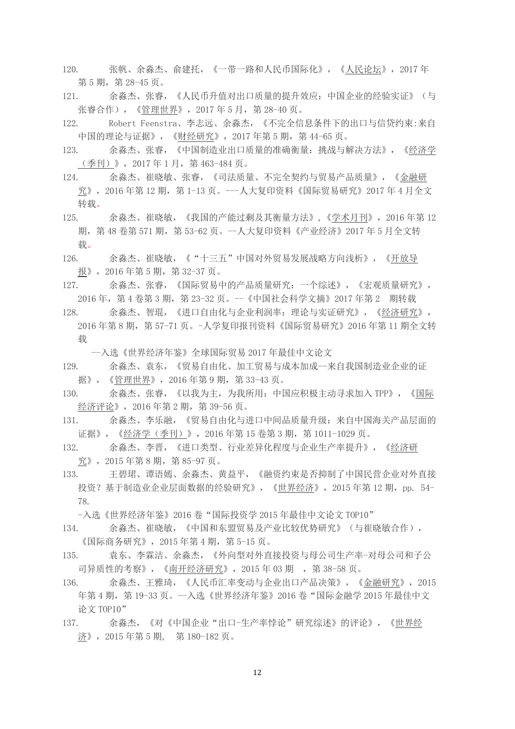120. 张帆、余淼杰、俞建托，《一带一路和人民币国际化》，《人民论坛》，2017 年第 5 期，第 28-45 页。

121. 余淼杰、张睿，《人民币升值对出口质量的提升效应：中国企业的经验实证》（与张睿合作），《管理世界》，2017 年 5 月，第 28-40 页。

122. Robert Feenstra、李志远、余淼杰，《不完全信息条件下的出口与信贷约束:来自中国的理论与证据》，《财经研究》，2017 年第 5 期，第 44-65 页。

123. 余淼杰、张睿，《中国制造业出口质量的准确衡量：挑战与解决方法》，《经济学（季刊）》，2017 年 1 月，第 463-484 页。

124. 余淼杰、崔晓敏、张睿，《司法质量、不完全契约与贸易产品质量》，《金融研究》，2016 年第 12 期，第 1-13 页。---人大复印资料《国际贸易研究》2017 年 4 月全文转载。

125. 余淼杰、崔晓敏，《我国的产能过剩及其衡量方法》，《学术月刊》，2016 年第 12 期，第 48 卷第 571 期，第 53-62 页。--人大复印资料《产业经济》2017 年 5 月全文转载。

126. 余淼杰、崔晓敏，《“十三五”中国对外贸易发展战略方向浅析》，《开放导报》，2016 年第 5 期，第 32-37 页。

127. 余淼杰、张睿，《国际贸易中的产品质量研究：一个综述》，《宏观质量研究》，2016 年，第 4 卷第 3 期，第 23-32 页。--《中国社会科学文摘》2017 年第 2 期转载

128. 余淼杰、智琨，《进口自由化与企业利润率：理论与实证研究》，《经济研究》，2016 年第 8 期，第 57-71 页。-人学复印报刊资料《国际贸易研究》2016 年第 11 期全文转载

    --入选《世界经济年鉴》全球国际贸易 2017 年最佳中文论文

129. 余淼杰、袁东，《贸易自由化、加工贸易与成本加成--来自我国制造业企业的证据》，《管理世界》，2016 年第 9 期，第 33-43 页。

130. 余淼杰、张睿，《以我为主，为我所用：中国应积极主动寻求加入 TPP》，《国际经济评论》，2016 年第 2 期，第 39-56 页。

131. 余淼杰、李乐融，《贸易自由化与进口中间品质量升级：来自中国海关产品层面的证据》，《经济学（季刊）》，2016 年第 15 卷第 3 期，第 1011-1029 页。

132. 余淼杰、李晋，《进口类型、行业差异化程度与企业生产率提升》，《经济研究》，2015 年第 8 期，第 85-97 页。

133. 王碧珺、谭语嫣、余淼杰、黄益平，《融资约束是否抑制了中国民营企业对外直接投资？基于制造业企业层面数据的经验研究》，《世界经济》，2015 年第 12 期，pp. 54-78.

    -入选《世界经济年鉴》2016 卷“国际投资学 2015 年最佳中文论文 TOP10”

134. 余淼杰、崔晓敏，《中国和东盟贸易及产业比较优势研究》（与崔晓敏合作），《国际商务研究》，2015 年第 4 期，第 5-15 页。

135. 袁东、李霖洁、余淼杰，《外向型对外直接投资与母公司生产率-对母公司和子公司异质性的考察》，《南开经济研究》，2015 年 03 期 ，第 38-58 页。

136. 余淼杰、王雅琦，《人民币汇率变动与企业出口产品决策》，《金融研究》，2015 年第 4 期，第 19-33 页。--入选《世界经济年鉴》2016 卷“国际金融学 2015 年最佳中文论文 TOP10”

137. 余淼杰，《对《中国企业“出口-生产率悖论”研究综述》的评论》，《世界经济》，2015 年第 5 期， 第 180-182 页。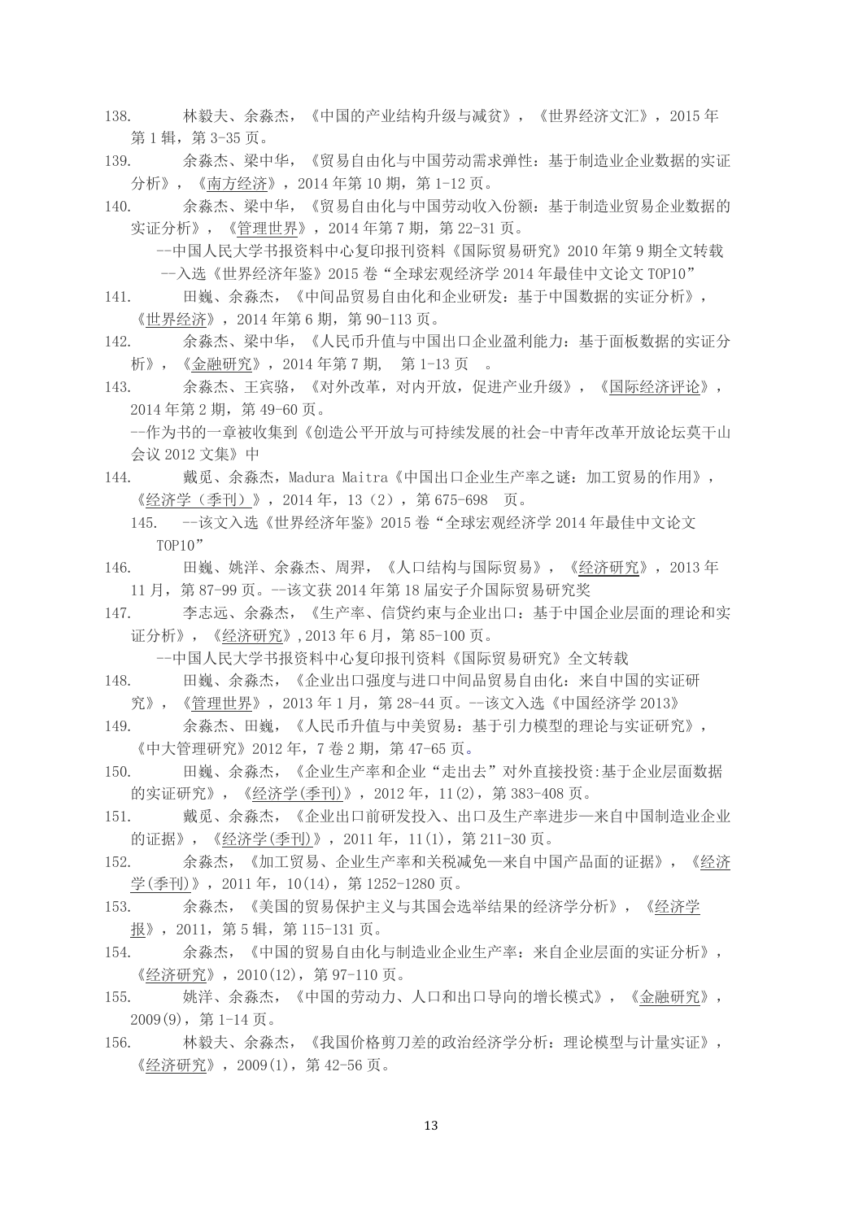138. 林毅夫、余淼杰，《中国的产业结构升级与减贫》，《世界经济文汇》，2015 年第 1 辑，第 3-35 页。

139. 余淼杰、梁中华，《贸易自由化与中国劳动需求弹性：基于制造业企业数据的实证分析》，《南方经济》，2014 年第 10 期，第 1-12 页。

140. 余淼杰、梁中华，《贸易自由化与中国劳动收入份额：基于制造业贸易企业数据的实证分析》，《管理世界》，2014 年第 7 期，第 22-31 页。
    --中国人民大学书报资料中心复印报刊资料《国际贸易研究》2010 年第 9 期全文转载
    --入选《世界经济年鉴》2015 卷“全球宏观经济学 2014 年最佳中文论文 TOP10”

141. 田巍、余淼杰，《中间品贸易自由化和企业研发：基于中国数据的实证分析》，《世界经济》，2014 年第 6 期，第 90-113 页。

142. 余淼杰、梁中华，《人民币升值与中国出口企业盈利能力：基于面板数据的实证分析》，《金融研究》，2014 年第 7 期，第 1-13 页 。

143. 余淼杰、王宾骆，《对外改革，对内开放，促进产业升级》，《国际经济评论》，2014 年第 2 期，第 49-60 页。
    --作为书的一章被收集到《创造公平开放与可持续发展的社会-中青年改革开放论坛莫干山会议 2012 文集》中

144. 戴觅、余淼杰，Madura Maitra《中国出口企业生产率之谜：加工贸易的作用》，《经济学（季刊）》，2014 年，13（2），第 675-698 页。

145. --该文入选《世界经济年鉴》2015 卷“全球宏观经济学 2014 年最佳中文论文 TOP10”

146. 田巍、姚洋、余淼杰、周羿，《人口结构与国际贸易》，《经济研究》，2013 年 11 月，第 87-99 页。--该文获 2014 年第 18 届安子介国际贸易研究奖

147. 李志远、余淼杰，《生产率、信贷约束与企业出口：基于中国企业层面的理论和实证分析》，《经济研究》,2013 年 6 月，第 85-100 页。
    --中国人民大学书报资料中心复印报刊资料《国际贸易研究》全文转载

148. 田巍、余淼杰，《企业出口强度与进口中间品贸易自由化：来自中国的实证研究》，《管理世界》，2013 年 1 月，第 28-44 页。--该文入选《中国经济学 2013》

149. 余淼杰、田巍，《人民币升值与中美贸易：基于引力模型的理论与实证研究》，《中大管理研究》2012 年，7 卷 2 期，第 47-65 页。

150. 田巍、余淼杰，《企业生产率和企业“走出去”对外直接投资:基于企业层面数据的实证研究》，《经济学(季刊)》，2012 年，11(2)，第 383-408 页。

151. 戴觅、余淼杰，《企业出口前研发投入、出口及生产率进步—来自中国制造业企业的证据》，《经济学(季刊)》，2011 年，11(1)，第 211-30 页。

152. 余淼杰，《加工贸易、企业生产率和关税减免—来自中国产品面的证据》，《经济学(季刊)》，2011 年，10(14)，第 1252-1280 页。

153. 余淼杰，《美国的贸易保护主义与其国会选举结果的经济学分析》，《经济学报》，2011，第 5 辑，第 115-131 页。

154. 余淼杰，《中国的贸易自由化与制造业企业生产率：来自企业层面的实证分析》，《经济研究》，2010(12)，第 97-110 页。

155. 姚洋、余淼杰，《中国的劳动力、人口和出口导向的增长模式》，《金融研究》，2009(9)，第 1-14 页。

156. 林毅夫、余淼杰，《我国价格剪刀差的政治经济学分析：理论模型与计量实证》，《经济研究》，2009(1)，第 42-56 页。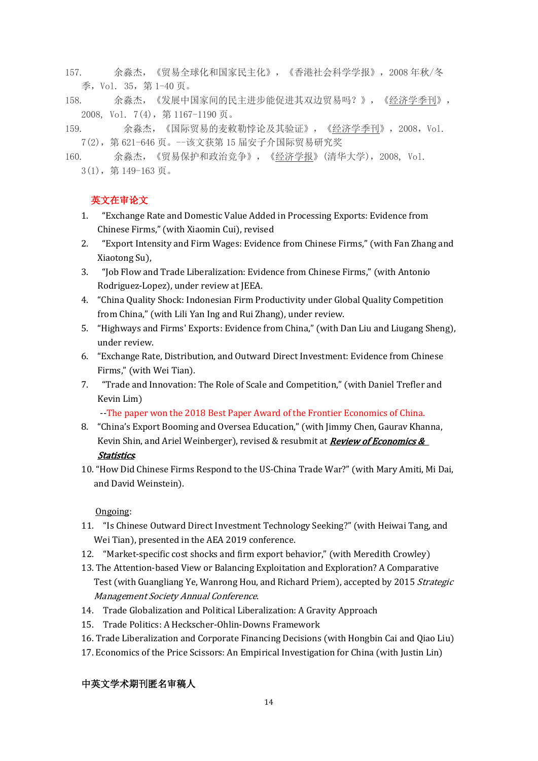157. 余淼杰，《贸易全球化和国家民主化》，《香港社会科学学报》，2008 年秋/冬季，Vol. 35，第 1-40 页。

158. 余淼杰，《发展中国家间的民主进步能促进其双边贸易吗？》，《经济学季刊》，2008，Vol. 7(4)，第 1167-1190 页。

159. 余淼杰，《国际贸易的麦敕勒悖论及其验证》，《经济学季刊》，2008，Vol. 7(2)，第 621-646 页。--该文获第 15 届安子介国际贸易研究奖

160. 余淼杰，《贸易保护和政治竞争》，《经济学报》(清华大学)，2008，Vol. 3(1)，第 149-163 页。

## 英文在审论文

1. "Exchange Rate and Domestic Value Added in Processing Exports: Evidence from Chinese Firms," (with Xiaomin Cui), revised
2. "Export Intensity and Firm Wages: Evidence from Chinese Firms," (with Fan Zhang and Xiaotong Su),
3. "Job Flow and Trade Liberalization: Evidence from Chinese Firms," (with Antonio Rodriguez-Lopez), under review at JEEA.
4. "China Quality Shock: Indonesian Firm Productivity under Global Quality Competition from China," (with Lili Yan Ing and Rui Zhang), under review.
5. "Highways and Firms' Exports: Evidence from China," (with Dan Liu and Liugang Sheng), under review.
6. "Exchange Rate, Distribution, and Outward Direct Investment: Evidence from Chinese Firms," (with Wei Tian).
7. "Trade and Innovation: The Role of Scale and Competition," (with Daniel Trefler and Kevin Lim)
   --The paper won the 2018 Best Paper Award of the Frontier Economics of China.
8. "China's Export Booming and Oversea Education," (with Jimmy Chen, Gaurav Khanna, Kevin Shin, and Ariel Weinberger), revised & resubmit at ***Review of Economics & Statistics***

10. "How Did Chinese Firms Respond to the US-China Trade War?" (with Mary Amiti, Mi Dai, and David Weinstein).

Ongoing:

11. "Is Chinese Outward Direct Investment Technology Seeking?" (with Heiwai Tang, and Wei Tian), presented in the AEA 2019 conference.
12. "Market-specific cost shocks and firm export behavior," (with Meredith Crowley)
13. The Attention-based View or Balancing Exploitation and Exploration? A Comparative Test (with Guangliang Ye, Wanrong Hou, and Richard Priem), accepted by 2015 *Strategic Management Society Annual Conference*.
14. Trade Globalization and Political Liberalization: A Gravity Approach
15. Trade Politics: A Heckscher-Ohlin-Downs Framework
16. Trade Liberalization and Corporate Financing Decisions (with Hongbin Cai and Qiao Liu)
17. Economics of the Price Scissors: An Empirical Investigation for China (with Justin Lin)

## 中英文学术期刊匿名审稿人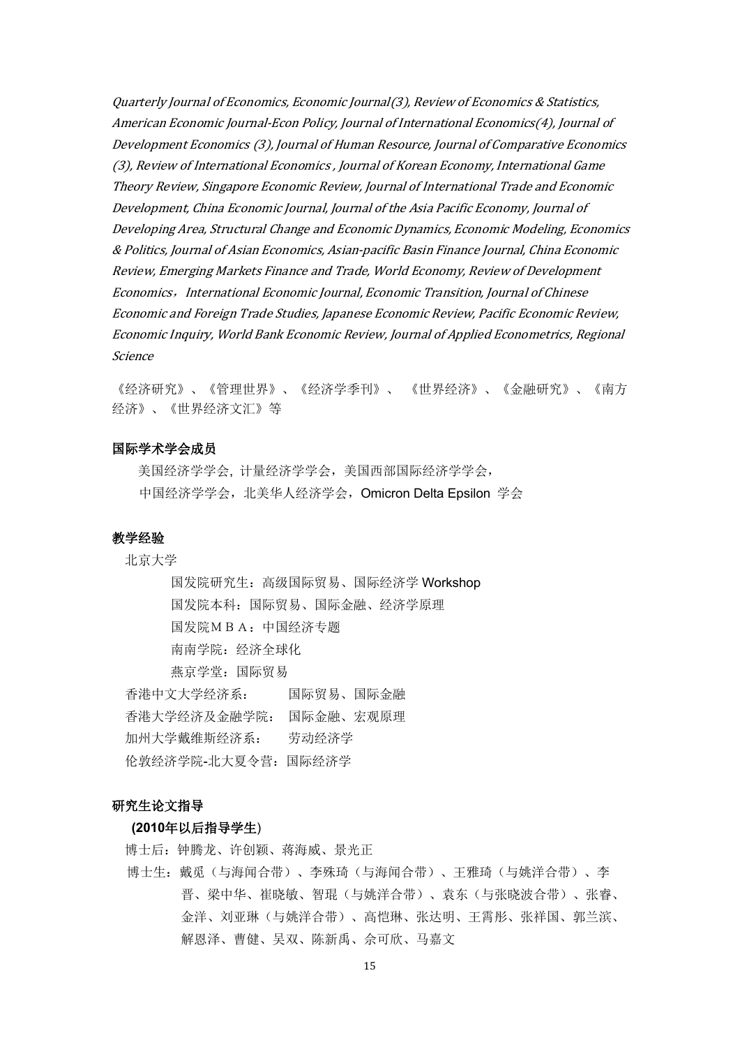*Quarterly Journal of Economics, Economic Journal(3), Review of Economics & Statistics, American Economic Journal-Econ Policy, Journal of International Economics(4), Journal of Development Economics (3), Journal of Human Resource, Journal of Comparative Economics (3), Review of International Economics , Journal of Korean Economy, International Game Theory Review, Singapore Economic Review, Journal of International Trade and Economic Development, China Economic Journal, Journal of the Asia Pacific Economy, Journal of Developing Area, Structural Change and Economic Dynamics, Economic Modeling, Economics & Politics, Journal of Asian Economics, Asian-pacific Basin Finance Journal, China Economic Review, Emerging Markets Finance and Trade, World Economy, Review of Development Economics，International Economic Journal, Economic Transition, Journal of Chinese Economic and Foreign Trade Studies, Japanese Economic Review, Pacific Economic Review, Economic Inquiry, World Bank Economic Review, Journal of Applied Econometrics, Regional Science*

《经济研究》、《管理世界》、《经济学季刊》、 《世界经济》、《金融研究》、《南方经济》、《世界经济文汇》等

**国际学术学会成员**

美国经济学学会，计量经济学学会，美国西部国际经济学学会，
中国经济学学会，北美华人经济学会，Omicron Delta Epsilon 学会

**教学经验**

北京大学

国发院研究生：高级国际贸易、国际经济学 Workshop
国发院本科：国际贸易、国际金融、经济学原理
国发院ＭＢＡ：中国经济专题
南南学院：经济全球化
燕京学堂：国际贸易

香港中文大学经济系： 国际贸易、国际金融
香港大学经济及金融学院： 国际金融、宏观原理
加州大学戴维斯经济系： 劳动经济学
伦敦经济学院-北大夏令营：国际经济学

**研究生论文指导**

**(2010年以后指导学生)**

博士后：钟腾龙、许创颖、蒋海威、景光正

博士生：戴觅（与海闻合带）、李殊琦（与海闻合带）、王雅琦（与姚洋合带）、李晋、梁中华、崔晓敏、智琨（与姚洋合带）、袁东（与张晓波合带）、张睿、金洋、刘亚琳（与姚洋合带）、高恺琳、张达明、王霄彤、张祥国、郭兰滨、解恩泽、曹健、吴双、陈新禹、佘可欣、马嘉文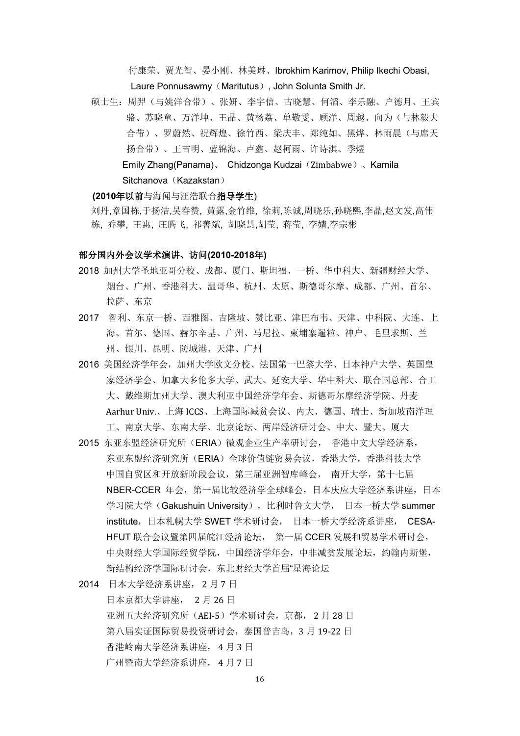付康荣、贾光智、晏小刚、林美琳、Ibrokhim Karimov, Philip Ikechi Obasi, Laure Ponnusawmy（Maritutus）, John Solunta Smith Jr.

硕士生：周羿（与姚洋合带）、张妍、李宇信、古晓慧、何滔、李乐融、户德月、王宾骆、苏晓童、万洋坤、王晶、黄杨荔、单敬雯、顾洋、周越、向为（与林毅夫合带）、罗蔚然、祝辉煌、徐竹西、梁庆丰、郑纯如、黑烨、林雨晨（与席天扬合带）、王吉明、蓝锦海、卢鑫、赵柯雨、许诗淇、季煜
Emily Zhang(Panama)、 Chidzonga Kudzai（Zimbabwe）、Kamila Sitchanova（Kazakstan）

**(2010年以前**与海闻与汪浩联合**指导学生)**

刘丹,章国栋,于扬洁,吴春赞, 黄露,金竹维, 徐莉,陈诚,周晓乐,孙晓熙,李晶,赵文发,高伟栋, 乔攀, 王惠, 庄腾飞, 祁善斌, 胡晓慧,胡莹, 蒋莹, 李婧,李宗彬

**部分国内外会议学术演讲、访问(2010-2018年)**

2018 加州大学圣地亚哥分校、成都、厦门、斯坦福、一桥、华中科大、新疆财经大学、烟台、广州、香港科大、温哥华、杭州、太原、斯德哥尔摩、成都、广州、首尔、拉萨、东京

2017 智利、东京一桥、西雅图、吉隆坡、赞比亚、津巴布韦、天津、中科院、大连、上海、首尔、德国、赫尔辛基、广州、马尼拉、柬埔寨暹粒、神户、毛里求斯、兰州、银川、昆明、防城港、天津、广州

2016 美国经济学年会，加州大学欧文分校、法国第一巴黎大学、日本神户大学、英国皇家经济学会、加拿大多伦多大学、武大、延安大学、华中科大、联合国总部、合工大、戴维斯加州大学、澳大利亚中国经济学年会、斯德哥尔摩经济学院、丹麦 Aarhur Univ.、上海 ICCS、上海国际减贫会议、内大、德国、瑞士、新加坡南洋理工、南京大学、东南大学、北京论坛、两岸经济研讨会、中大、暨大、厦大

2015 东亚东盟经济研究所（ERIA）微观企业生产率研讨会， 香港中文大学经济系，东亚东盟经济研究所（ERIA）全球价值链贸易会议，香港大学，香港科技大学 中国自贸区和开放新阶段会议，第三届亚洲智库峰会， 南开大学，第十七届 NBER-CCER 年会，第一届比较经济学全球峰会，日本庆应大学经济系讲座，日本学习院大学（Gakushuin University），比利时鲁文大学， 日本一桥大学 summer institute，日本札幌大学 SWET 学术研讨会， 日本一桥大学经济系讲座， CESA-HFUT 联合会议暨第四届皖江经济论坛， 第一届 CCER 发展和贸易学术研讨会，中央财经大学国际经贸学院，中国经济学年会，中非减贫发展论坛，约翰内斯堡，新结构经济学国际研讨会，东北财经大学首届"星海论坛

2014 日本大学经济系讲座， 2 月 7 日
日本京都大学讲座， 2 月 26 日
亚洲五大经济研究所（AEI-5）学术研讨会，京都， 2 月 28 日
第八届实证国际贸易投资研讨会，泰国普吉岛，3 月 19-22 日
香港岭南大学经济系讲座， 4 月 3 日
广州暨南大学经济系讲座， 4 月 7 日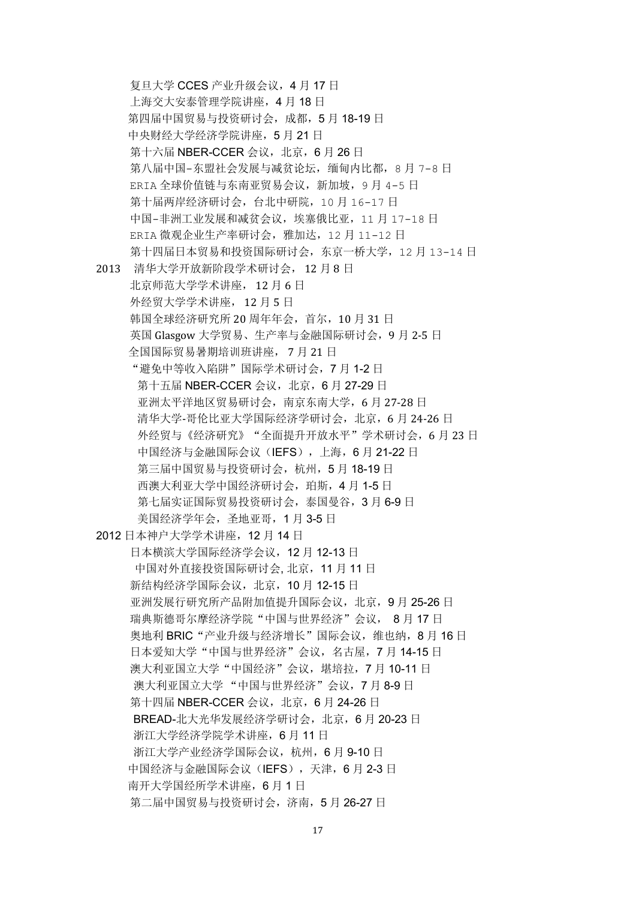复旦大学 CCES 产业升级会议，4 月 17 日

上海交大安泰管理学院讲座，4 月 18 日

第四届中国贸易与投资研讨会，成都，5 月 18-19 日

中央财经大学经济学院讲座，5 月 21 日

第十六届 NBER-CCER 会议，北京，6 月 26 日

第八届中国-东盟社会发展与减贫论坛，缅甸内比都，8 月 7-8 日

ERIA 全球价值链与东南亚贸易会议，新加坡，9 月 4-5 日

第十届两岸经济研讨会，台北中研院，10 月 16-17 日

中国-非洲工业发展和减贫会议，埃塞俄比亚，11 月 17-18 日

ERIA 微观企业生产率研讨会，雅加达，12 月 11-12 日

第十四届日本贸易和投资国际研讨会，东京一桥大学，12 月 13-14 日

2013 清华大学开放新阶段学术研讨会，12 月 8 日

北京师范大学学术讲座，12 月 6 日

外经贸大学学术讲座，12 月 5 日

韩国全球经济研究所 20 周年年会，首尔，10 月 31 日

英国 Glasgow 大学贸易、生产率与金融国际研讨会，9 月 2-5 日

全国国际贸易暑期培训班讲座，7 月 21 日

"避免中等收入陷阱"国际学术研讨会，7 月 1-2 日

第十五届 NBER-CCER 会议，北京，6 月 27-29 日

亚洲太平洋地区贸易研讨会，南京东南大学，6 月 27-28 日

清华大学-哥伦比亚大学国际经济学研讨会，北京，6 月 24-26 日

外经贸与《经济研究》"全面提升开放水平"学术研讨会，6 月 23 日

中国经济与金融国际会议（IEFS），上海，6 月 21-22 日

第三届中国贸易与投资研讨会，杭州，5 月 18-19 日

西澳大利亚大学中国经济研讨会，珀斯，4 月 1-5 日

第七届实证国际贸易投资研讨会，泰国曼谷，3 月 6-9 日

美国经济学年会，圣地亚哥，1 月 3-5 日

2012 日本神户大学学术讲座，12 月 14 日

日本横滨大学国际经济学会议，12 月 12-13 日

中国对外直接投资国际研讨会, 北京，11 月 11 日

新结构经济学国际会议，北京，10 月 12-15 日

亚洲发展行研究所产品附加值提升国际会议，北京，9 月 25-26 日

瑞典斯德哥尔摩经济学院"中国与世界经济"会议， 8 月 17 日

奥地利 BRIC"产业升级与经济增长"国际会议，维也纳，8 月 16 日

日本爱知大学"中国与世界经济"会议，名古屋，7 月 14-15 日

澳大利亚国立大学"中国经济"会议，堪培拉，7 月 10-11 日

澳大利亚国立大学 "中国与世界经济"会议，7 月 8-9 日

第十四届 NBER-CCER 会议，北京，6 月 24-26 日

BREAD-北大光华发展经济学研讨会，北京，6 月 20-23 日

浙江大学经济学院学术讲座，6 月 11 日

浙江大学产业经济学国际会议，杭州，6 月 9-10 日

中国经济与金融国际会议（IEFS），天津，6 月 2-3 日

南开大学国经所学术讲座，6 月 1 日

第二届中国贸易与投资研讨会，济南，5 月 26-27 日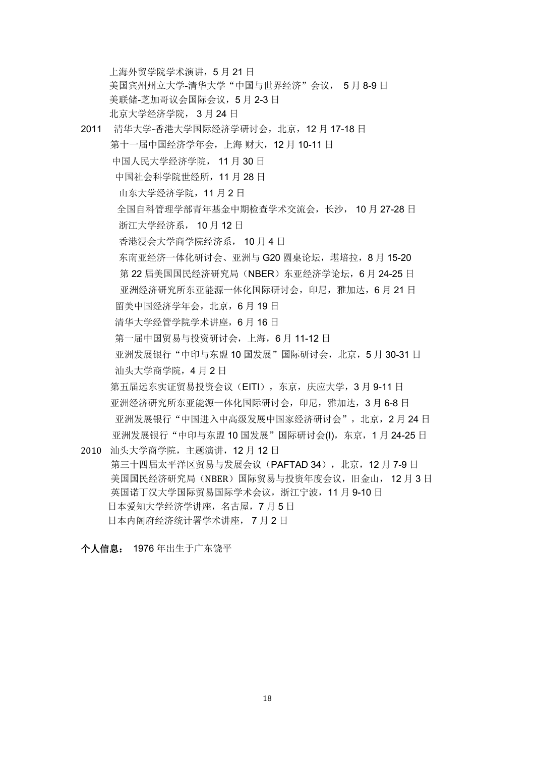上海外贸学院学术演讲，5 月 21 日

美国宾州州立大学-清华大学“中国与世界经济”会议， 5 月 8-9 日

美联储-芝加哥议会国际会议，5 月 2-3 日

北京大学经济学院， 3 月 24 日

2011 清华大学-香港大学国际经济学研讨会，北京，12 月 17-18 日

第十一届中国经济学年会，上海 财大，12 月 10-11 日

中国人民大学经济学院， 11 月 30 日

中国社会科学院世经所，11 月 28 日

山东大学经济学院，11 月 2 日

全国自科管理学部青年基金中期检查学术交流会，长沙， 10 月 27-28 日

浙江大学经济系， 10 月 12 日

香港浸会大学商学院经济系， 10 月 4 日

东南亚经济一体化研讨会、亚洲与 G20 圆桌论坛，堪培拉，8 月 15-20

第 22 届美国国民经济研究局（NBER）东亚经济学论坛，6 月 24-25 日

亚洲经济研究所东亚能源一体化国际研讨会，印尼，雅加达，6 月 21 日

留美中国经济学年会，北京，6 月 19 日

清华大学经管学院学术讲座，6 月 16 日

第一届中国贸易与投资研讨会，上海，6 月 11-12 日

亚洲发展银行“中印与东盟 10 国发展”国际研讨会，北京，5 月 30-31 日

汕头大学商学院，4 月 2 日

第五届远东实证贸易投资会议（EITI），东京，庆应大学，3 月 9-11 日

亚洲经济研究所东亚能源一体化国际研讨会，印尼，雅加达，3 月 6-8 日

亚洲发展银行“中国进入中高级发展中国家经济研讨会”，北京，2 月 24 日

亚洲发展银行“中印与东盟 10 国发展”国际研讨会(I)，东京，1 月 24-25 日

2010 汕头大学商学院，主题演讲，12 月 12 日

第三十四届太平洋区贸易与发展会议（PAFTAD 34），北京，12 月 7-9 日

美国国民经济研究局（NBER）国际贸易与投资年度会议，旧金山， 12 月 3 日

英国诺丁汉大学国际贸易国际学术会议，浙江宁波，11 月 9-10 日

日本爱知大学经济学讲座，名古屋，7 月 5 日

日本内阁府经济统计署学术讲座， 7 月 2 日

**个人信息：** 1976 年出生于广东饶平